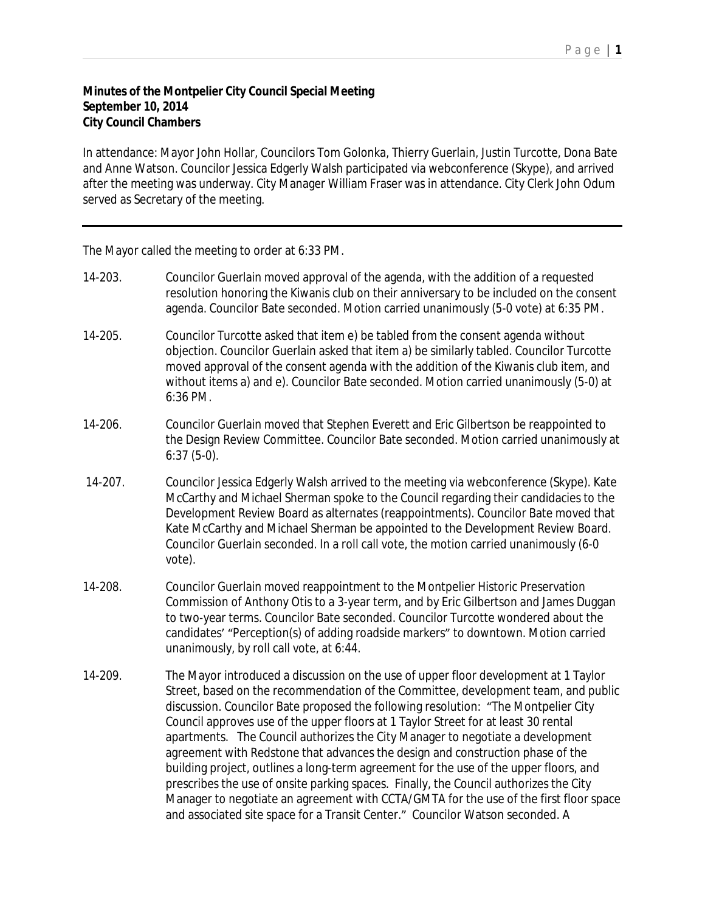**Minutes of the Montpelier City Council Special Meeting**
**September 10, 2014**
**City Council Chambers**

In attendance: Mayor John Hollar, Councilors Tom Golonka, Thierry Guerlain, Justin Turcotte, Dona Bate and Anne Watson. Councilor Jessica Edgerly Walsh participated via webconference (Skype), and arrived after the meeting was underway. City Manager William Fraser was in attendance. City Clerk John Odum served as Secretary of the meeting.

---

The Mayor called the meeting to order at 6:33 PM.

14-203. Councilor Guerlain moved approval of the agenda, with the addition of a requested resolution honoring the Kiwanis club on their anniversary to be included on the consent agenda. Councilor Bate seconded. Motion carried unanimously (5-0 vote) at 6:35 PM.

14-205. Councilor Turcotte asked that item e) be tabled from the consent agenda without objection. Councilor Guerlain asked that item a) be similarly tabled. Councilor Turcotte moved approval of the consent agenda with the addition of the Kiwanis club item, and without items a) and e). Councilor Bate seconded. Motion carried unanimously (5-0) at 6:36 PM.

14-206. Councilor Guerlain moved that Stephen Everett and Eric Gilbertson be reappointed to the Design Review Committee. Councilor Bate seconded. Motion carried unanimously at 6:37 (5-0).

14-207. Councilor Jessica Edgerly Walsh arrived to the meeting via webconference (Skype). Kate McCarthy and Michael Sherman spoke to the Council regarding their candidacies to the Development Review Board as alternates (reappointments). Councilor Bate moved that Kate McCarthy and Michael Sherman be appointed to the Development Review Board. Councilor Guerlain seconded. In a roll call vote, the motion carried unanimously (6-0 vote).

14-208. Councilor Guerlain moved reappointment to the Montpelier Historic Preservation Commission of Anthony Otis to a 3-year term, and by Eric Gilbertson and James Duggan to two-year terms. Councilor Bate seconded. Councilor Turcotte wondered about the candidates' "Perception(s) of adding roadside markers" to downtown. Motion carried unanimously, by roll call vote, at 6:44.

14-209. The Mayor introduced a discussion on the use of upper floor development at 1 Taylor Street, based on the recommendation of the Committee, development team, and public discussion. Councilor Bate proposed the following resolution: "The Montpelier City Council approves use of the upper floors at 1 Taylor Street for at least 30 rental apartments. The Council authorizes the City Manager to negotiate a development agreement with Redstone that advances the design and construction phase of the building project, outlines a long-term agreement for the use of the upper floors, and prescribes the use of onsite parking spaces. Finally, the Council authorizes the City Manager to negotiate an agreement with CCTA/GMTA for the use of the first floor space and associated site space for a Transit Center." Councilor Watson seconded. A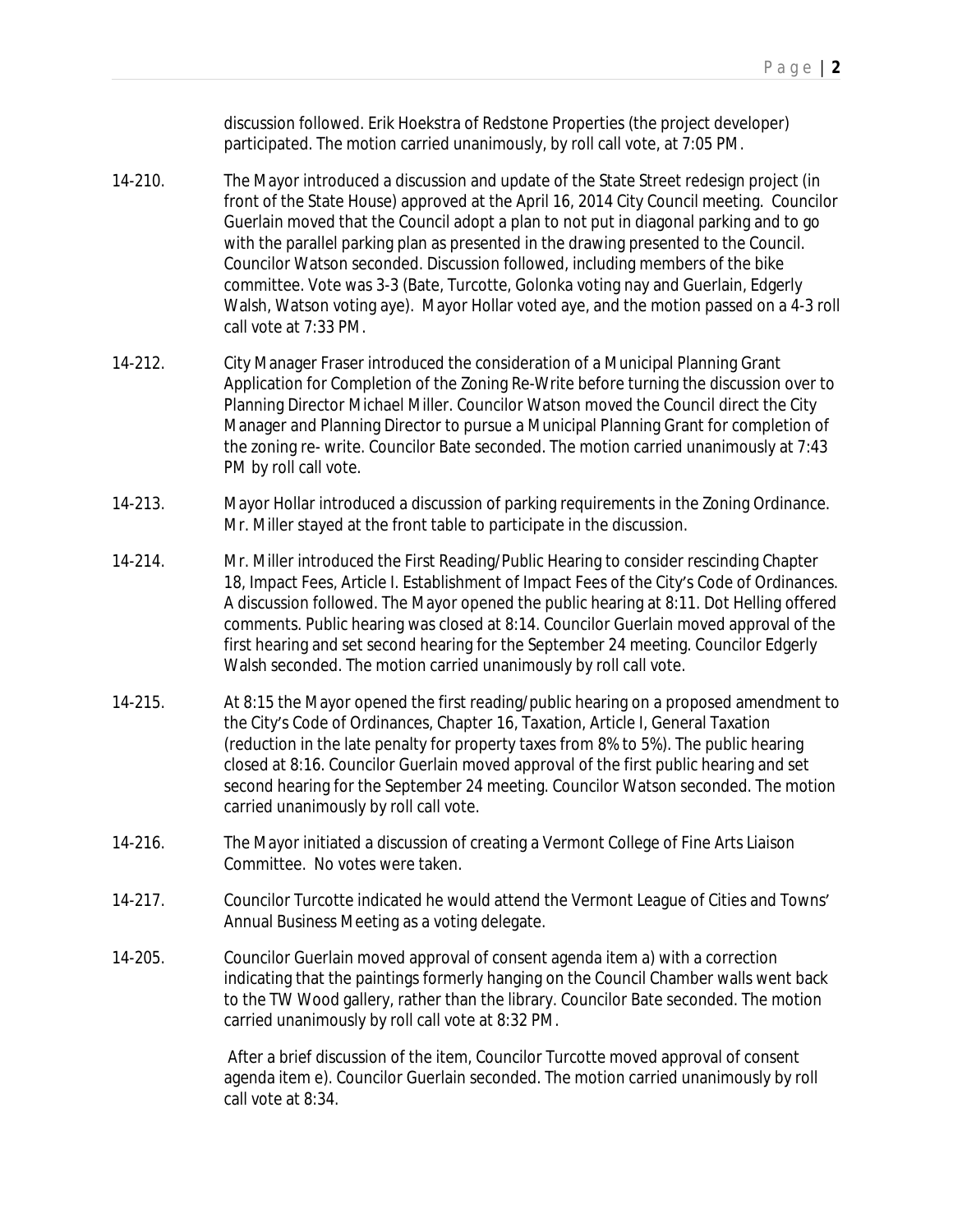discussion followed. Erik Hoekstra of Redstone Properties (the project developer) participated. The motion carried unanimously, by roll call vote, at 7:05 PM.

14-210. The Mayor introduced a discussion and update of the State Street redesign project (in front of the State House) approved at the April 16, 2014 City Council meeting. Councilor Guerlain moved that the Council adopt a plan to not put in diagonal parking and to go with the parallel parking plan as presented in the drawing presented to the Council. Councilor Watson seconded. Discussion followed, including members of the bike committee. Vote was 3-3 (Bate, Turcotte, Golonka voting nay and Guerlain, Edgerly Walsh, Watson voting aye). Mayor Hollar voted aye, and the motion passed on a 4-3 roll call vote at 7:33 PM.

14-212. City Manager Fraser introduced the consideration of a Municipal Planning Grant Application for Completion of the Zoning Re-Write before turning the discussion over to Planning Director Michael Miller. Councilor Watson moved the Council direct the City Manager and Planning Director to pursue a Municipal Planning Grant for completion of the zoning re- write. Councilor Bate seconded. The motion carried unanimously at 7:43 PM by roll call vote.

14-213. Mayor Hollar introduced a discussion of parking requirements in the Zoning Ordinance. Mr. Miller stayed at the front table to participate in the discussion.

14-214. Mr. Miller introduced the First Reading/Public Hearing to consider rescinding Chapter 18, Impact Fees, Article I. Establishment of Impact Fees of the City's Code of Ordinances. A discussion followed. The Mayor opened the public hearing at 8:11. Dot Helling offered comments. Public hearing was closed at 8:14. Councilor Guerlain moved approval of the first hearing and set second hearing for the September 24 meeting. Councilor Edgerly Walsh seconded. The motion carried unanimously by roll call vote.

14-215. At 8:15 the Mayor opened the first reading/public hearing on a proposed amendment to the City's Code of Ordinances, Chapter 16, Taxation, Article I, General Taxation (reduction in the late penalty for property taxes from 8% to 5%). The public hearing closed at 8:16. Councilor Guerlain moved approval of the first public hearing and set second hearing for the September 24 meeting. Councilor Watson seconded. The motion carried unanimously by roll call vote.

14-216. The Mayor initiated a discussion of creating a Vermont College of Fine Arts Liaison Committee. No votes were taken.

14-217. Councilor Turcotte indicated he would attend the Vermont League of Cities and Towns' Annual Business Meeting as a voting delegate.

14-205. Councilor Guerlain moved approval of consent agenda item a) with a correction indicating that the paintings formerly hanging on the Council Chamber walls went back to the TW Wood gallery, rather than the library. Councilor Bate seconded. The motion carried unanimously by roll call vote at 8:32 PM.

After a brief discussion of the item, Councilor Turcotte moved approval of consent agenda item e). Councilor Guerlain seconded. The motion carried unanimously by roll call vote at 8:34.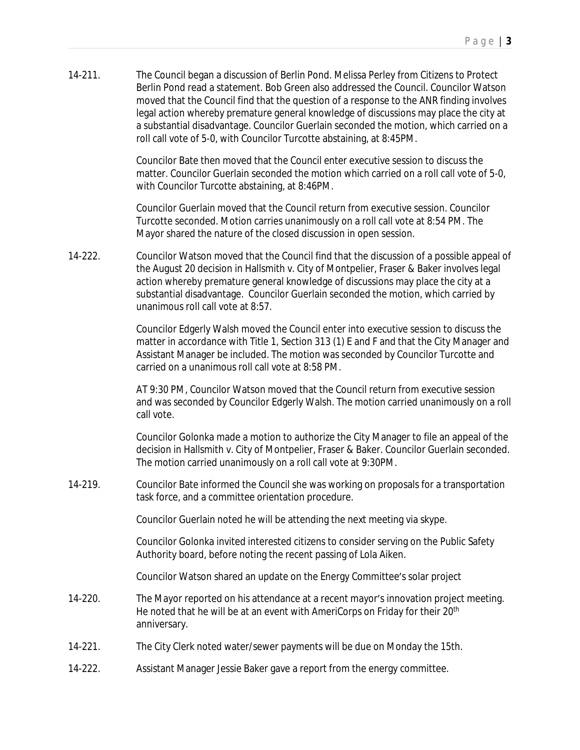14-211. The Council began a discussion of Berlin Pond. Melissa Perley from Citizens to Protect Berlin Pond read a statement. Bob Green also addressed the Council. Councilor Watson moved that the Council find that the question of a response to the ANR finding involves legal action whereby premature general knowledge of discussions may place the city at a substantial disadvantage. Councilor Guerlain seconded the motion, which carried on a roll call vote of 5-0, with Councilor Turcotte abstaining, at 8:45PM.

Councilor Bate then moved that the Council enter executive session to discuss the matter. Councilor Guerlain seconded the motion which carried on a roll call vote of 5-0, with Councilor Turcotte abstaining, at 8:46PM.

Councilor Guerlain moved that the Council return from executive session. Councilor Turcotte seconded. Motion carries unanimously on a roll call vote at 8:54 PM. The Mayor shared the nature of the closed discussion in open session.

14-222. Councilor Watson moved that the Council find that the discussion of a possible appeal of the August 20 decision in Hallsmith v. City of Montpelier, Fraser & Baker involves legal action whereby premature general knowledge of discussions may place the city at a substantial disadvantage. Councilor Guerlain seconded the motion, which carried by unanimous roll call vote at 8:57.

Councilor Edgerly Walsh moved the Council enter into executive session to discuss the matter in accordance with Title 1, Section 313 (1) E and F and that the City Manager and Assistant Manager be included. The motion was seconded by Councilor Turcotte and carried on a unanimous roll call vote at 8:58 PM.

AT 9:30 PM, Councilor Watson moved that the Council return from executive session and was seconded by Councilor Edgerly Walsh. The motion carried unanimously on a roll call vote.

Councilor Golonka made a motion to authorize the City Manager to file an appeal of the decision in Hallsmith v. City of Montpelier, Fraser & Baker. Councilor Guerlain seconded. The motion carried unanimously on a roll call vote at 9:30PM.

14-219. Councilor Bate informed the Council she was working on proposals for a transportation task force, and a committee orientation procedure.

Councilor Guerlain noted he will be attending the next meeting via skype.

Councilor Golonka invited interested citizens to consider serving on the Public Safety Authority board, before noting the recent passing of Lola Aiken.

Councilor Watson shared an update on the Energy Committee's solar project

14-220. The Mayor reported on his attendance at a recent mayor's innovation project meeting. He noted that he will be at an event with AmeriCorps on Friday for their 20th anniversary.

14-221. The City Clerk noted water/sewer payments will be due on Monday the 15th.

14-222. Assistant Manager Jessie Baker gave a report from the energy committee.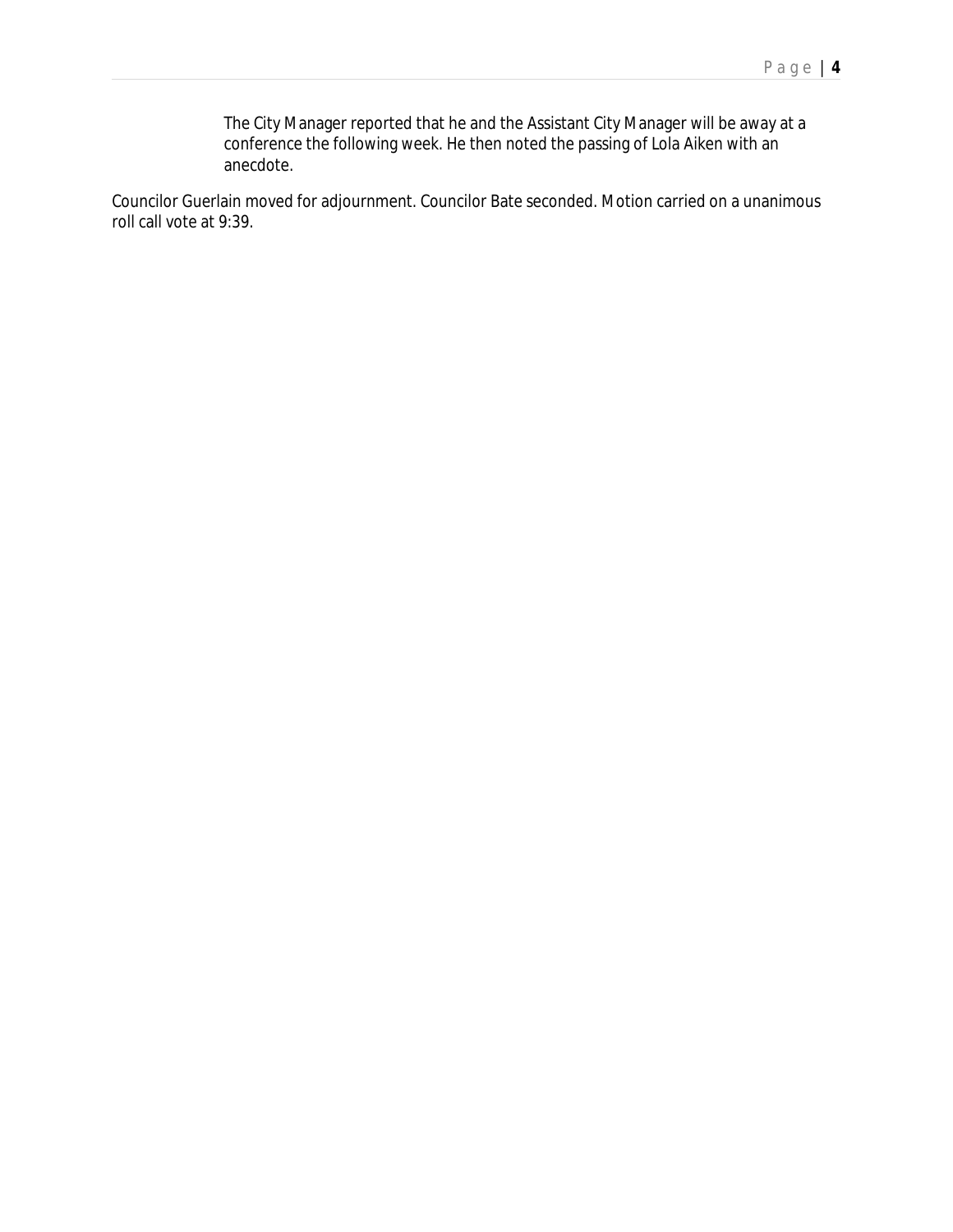The City Manager reported that he and the Assistant City Manager will be away at a conference the following week. He then noted the passing of Lola Aiken with an anecdote.

Councilor Guerlain moved for adjournment. Councilor Bate seconded. Motion carried on a unanimous roll call vote at 9:39.